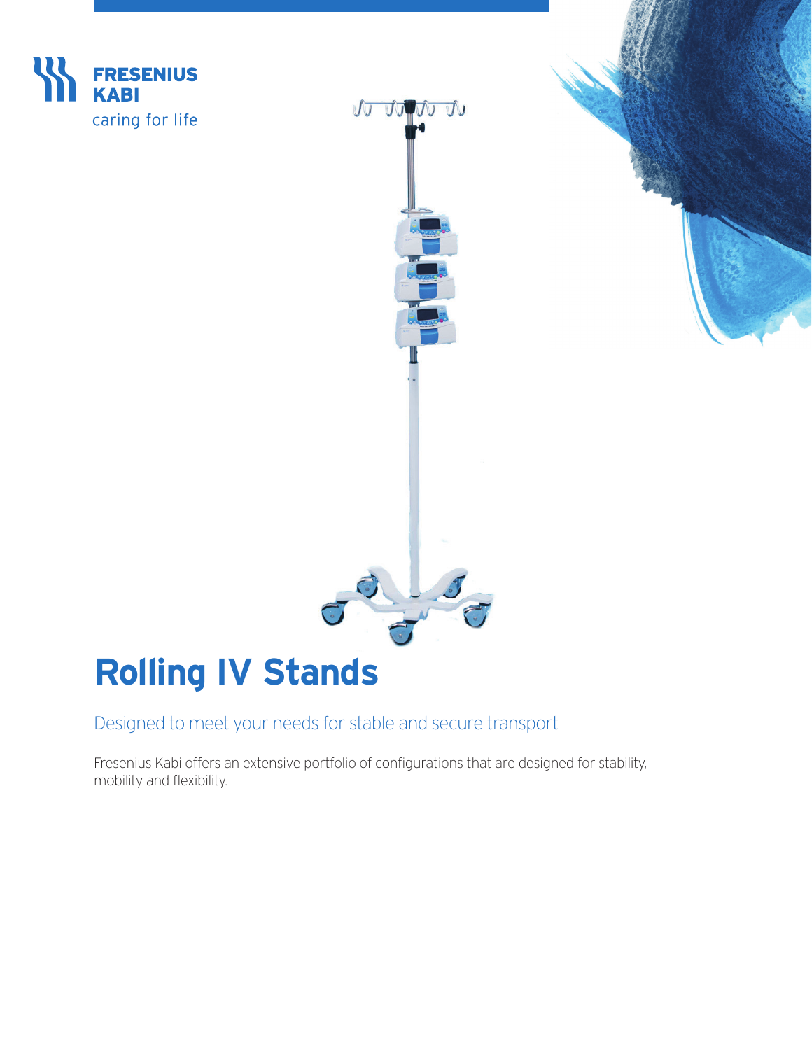FRESENIUS KABI

caring for life

# Rolling IV Stands

## Designed to meet your needs for stable and secure transport

Fresenius Kabi offers an extensive portfolio of configurations that are designed for stability, mobility and flexibility.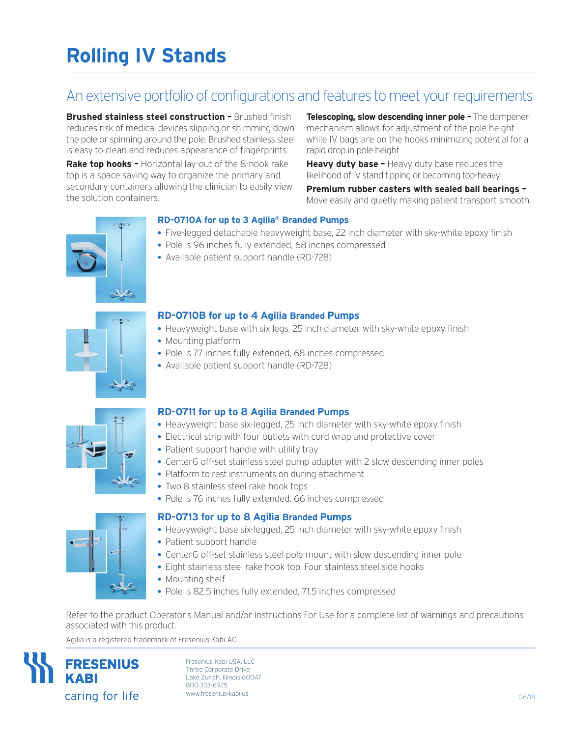# Rolling IV Stands

## An extensive portfolio of configurations and features to meet your requirements

**Brushed stainless steel construction –** Brushed finish reduces risk of medical devices slipping or shimming down the pole or spinning around the pole. Brushed stainless steel is easy to clean and reduces appearance of fingerprints.

**Rake top hooks –** Horizontal lay-out of the 8-hook rake top is a space saving way to organize the primary and secondary containers allowing the clinician to easily view the solution containers.

**Telescoping, slow descending inner pole –** The dampener mechanism allows for adjustment of the pole height while IV bags are on the hooks minimizing potential for a rapid drop in pole height.

**Heavy duty base –** Heavy duty base reduces the likelihood of IV stand tipping or becoming top-heavy.

**Premium rubber casters with sealed ball bearings –** Move easily and quietly making patient transport smooth.

### RD-0710A for up to 3 Agilia® Branded Pumps

- Five-legged detachable heavyweight base, 22 inch diameter with sky-white epoxy finish
- Pole is 96 inches fully extended, 68 inches compressed
- Available patient support handle (RD-728)

### RD-0710B for up to 4 Agilia Branded Pumps

- Heavyweight base with six legs, 25 inch diameter with sky-white epoxy finish
- Mounting platform
- Pole is 77 inches fully extended, 68 inches compressed
- Available patient support handle (RD-728)

### RD-0711 for up to 8 Agilia Branded Pumps

- Heavyweight base six-legged, 25 inch diameter with sky-white epoxy finish
- Electrical strip with four outlets with cord wrap and protective cover
- Patient support handle with utility tray
- CenterG off-set stainless steel pump adapter with 2 slow descending inner poles
- Platform to rest instruments on during attachment
- Two 8 stainless steel rake hook tops
- Pole is 76 inches fully extended, 66 inches compressed

### RD-0713 for up to 8 Agilia Branded Pumps

- Heavyweight base six-legged, 25 inch diameter with sky-white epoxy finish
- Patient support handle
- CenterG off-set stainless steel pole mount with slow descending inner pole
- Eight stainless steel rake hook top, Four stainless steel side hooks
- Mounting shelf
- Pole is 82.5 inches fully extended, 71.5 inches compressed

Refer to the product Operator's Manual and/or Instructions For Use for a complete list of warnings and precautions associated with this product.

Agilia is a registered trademark of Fresenius Kabi AG

**FRESENIUS KABI**
caring for life

Fresenius Kabi USA, LLC
Three Corporate Drive
Lake Zurich, Illinois 60047
800-333-6925
www.fresenius-kabi.us

06/18